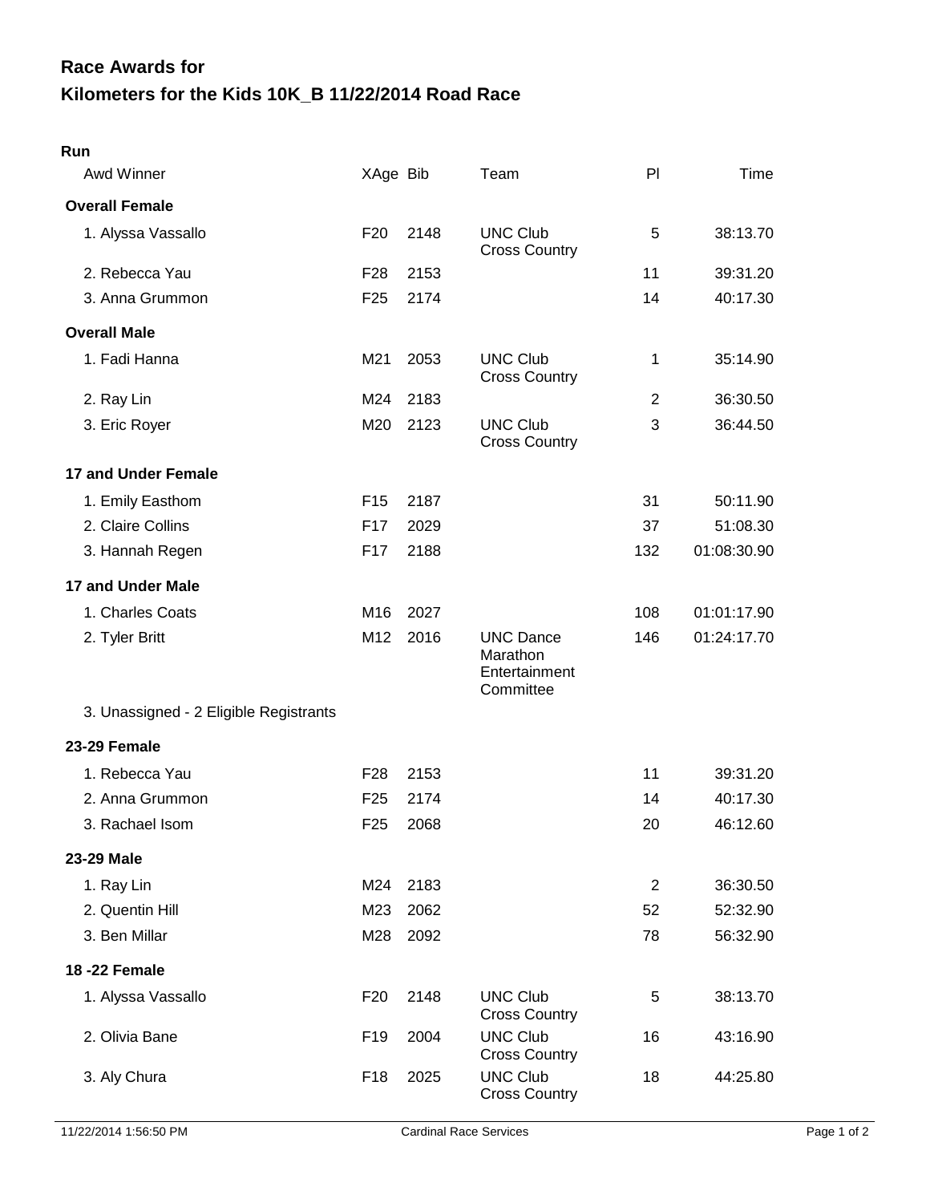# Race Awards for

# Kilometers for the Kids 10K_B 11/22/2014 Road Race

**Run**

| Awd Winner | XAge | Bib | Team | Pl | Time |
|---|---|---|---|---|---|
| **Overall Female** | | | | | |
| 1. Alyssa Vassallo | F20 | 2148 | UNC Club Cross Country | 5 | 38:13.70 |
| 2. Rebecca Yau | F28 | 2153 | | 11 | 39:31.20 |
| 3. Anna Grummon | F25 | 2174 | | 14 | 40:17.30 |
| **Overall Male** | | | | | |
| 1. Fadi Hanna | M21 | 2053 | UNC Club Cross Country | 1 | 35:14.90 |
| 2. Ray Lin | M24 | 2183 | | 2 | 36:30.50 |
| 3. Eric Royer | M20 | 2123 | UNC Club Cross Country | 3 | 36:44.50 |
| **17 and Under Female** | | | | | |
| 1. Emily Easthom | F15 | 2187 | | 31 | 50:11.90 |
| 2. Claire Collins | F17 | 2029 | | 37 | 51:08.30 |
| 3. Hannah Regen | F17 | 2188 | | 132 | 01:08:30.90 |
| **17 and Under Male** | | | | | |
| 1. Charles Coats | M16 | 2027 | | 108 | 01:01:17.90 |
| 2. Tyler Britt | M12 | 2016 | UNC Dance Marathon Entertainment Committee | 146 | 01:24:17.70 |
| 3. Unassigned - 2 Eligible Registrants | | | | | |
| **23-29 Female** | | | | | |
| 1. Rebecca Yau | F28 | 2153 | | 11 | 39:31.20 |
| 2. Anna Grummon | F25 | 2174 | | 14 | 40:17.30 |
| 3. Rachael Isom | F25 | 2068 | | 20 | 46:12.60 |
| **23-29 Male** | | | | | |
| 1. Ray Lin | M24 | 2183 | | 2 | 36:30.50 |
| 2. Quentin Hill | M23 | 2062 | | 52 | 52:32.90 |
| 3. Ben Millar | M28 | 2092 | | 78 | 56:32.90 |
| **18 -22 Female** | | | | | |
| 1. Alyssa Vassallo | F20 | 2148 | UNC Club Cross Country | 5 | 38:13.70 |
| 2. Olivia Bane | F19 | 2004 | UNC Club Cross Country | 16 | 43:16.90 |
| 3. Aly Chura | F18 | 2025 | UNC Club Cross Country | 18 | 44:25.80 |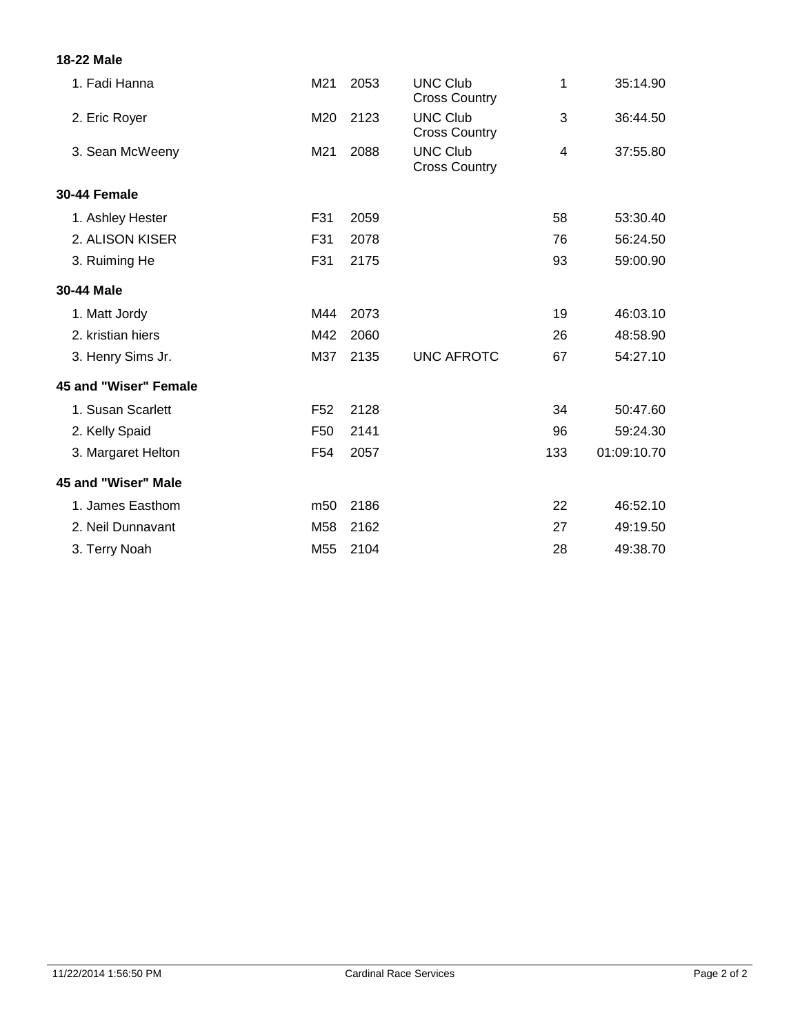**18-22 Male**

| | | | | | |
|---|---|---|---|---|---|
| 1. Fadi Hanna | M21 | 2053 | UNC Club Cross Country | 1 | 35:14.90 |
| 2. Eric Royer | M20 | 2123 | UNC Club Cross Country | 3 | 36:44.50 |
| 3. Sean McWeeny | M21 | 2088 | UNC Club Cross Country | 4 | 37:55.80 |

**30-44 Female**

| | | | | | |
|---|---|---|---|---|---|
| 1. Ashley Hester | F31 | 2059 | | 58 | 53:30.40 |
| 2. ALISON KISER | F31 | 2078 | | 76 | 56:24.50 |
| 3. Ruiming He | F31 | 2175 | | 93 | 59:00.90 |

**30-44 Male**

| | | | | | |
|---|---|---|---|---|---|
| 1. Matt Jordy | M44 | 2073 | | 19 | 46:03.10 |
| 2. kristian hiers | M42 | 2060 | | 26 | 48:58.90 |
| 3. Henry Sims Jr. | M37 | 2135 | UNC AFROTC | 67 | 54:27.10 |

**45 and "Wiser" Female**

| | | | | | |
|---|---|---|---|---|---|
| 1. Susan Scarlett | F52 | 2128 | | 34 | 50:47.60 |
| 2. Kelly Spaid | F50 | 2141 | | 96 | 59:24.30 |
| 3. Margaret Helton | F54 | 2057 | | 133 | 01:09:10.70 |

**45 and "Wiser" Male**

| | | | | | |
|---|---|---|---|---|---|
| 1. James Easthom | m50 | 2186 | | 22 | 46:52.10 |
| 2. Neil Dunnavant | M58 | 2162 | | 27 | 49:19.50 |
| 3. Terry Noah | M55 | 2104 | | 28 | 49:38.70 |

11/22/2014 1:56:50 PM Cardinal Race Services